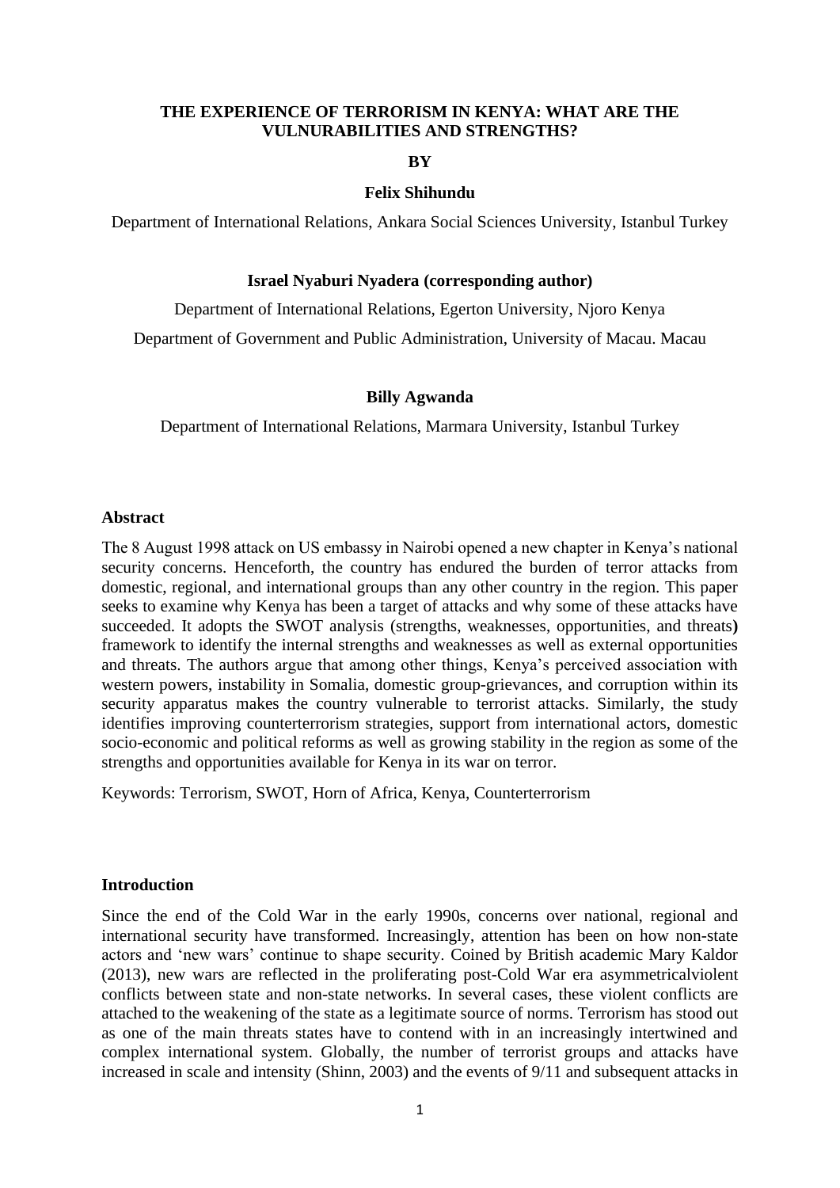# THE EXPERIENCE OF TERRORISM IN KENYA: WHAT ARE THE VULNURABILITIES AND STRENGTHS?

**BY**

**Felix Shihundu**

Department of International Relations, Ankara Social Sciences University, Istanbul Turkey

**Israel Nyaburi Nyadera (corresponding author)**

Department of International Relations, Egerton University, Njoro Kenya

Department of Government and Public Administration, University of Macau. Macau

**Billy Agwanda**

Department of International Relations, Marmara University, Istanbul Turkey

## Abstract

The 8 August 1998 attack on US embassy in Nairobi opened a new chapter in Kenya's national security concerns. Henceforth, the country has endured the burden of terror attacks from domestic, regional, and international groups than any other country in the region. This paper seeks to examine why Kenya has been a target of attacks and why some of these attacks have succeeded. It adopts the SWOT analysis (strengths, weaknesses, opportunities, and threats**)** framework to identify the internal strengths and weaknesses as well as external opportunities and threats. The authors argue that among other things, Kenya's perceived association with western powers, instability in Somalia, domestic group-grievances, and corruption within its security apparatus makes the country vulnerable to terrorist attacks. Similarly, the study identifies improving counterterrorism strategies, support from international actors, domestic socio-economic and political reforms as well as growing stability in the region as some of the strengths and opportunities available for Kenya in its war on terror.

Keywords: Terrorism, SWOT, Horn of Africa, Kenya, Counterterrorism

## Introduction

Since the end of the Cold War in the early 1990s, concerns over national, regional and international security have transformed. Increasingly, attention has been on how non-state actors and 'new wars' continue to shape security. Coined by British academic Mary Kaldor (2013), new wars are reflected in the proliferating post-Cold War era asymmetricalviolent conflicts between state and non-state networks. In several cases, these violent conflicts are attached to the weakening of the state as a legitimate source of norms. Terrorism has stood out as one of the main threats states have to contend with in an increasingly intertwined and complex international system. Globally, the number of terrorist groups and attacks have increased in scale and intensity (Shinn, 2003) and the events of 9/11 and subsequent attacks in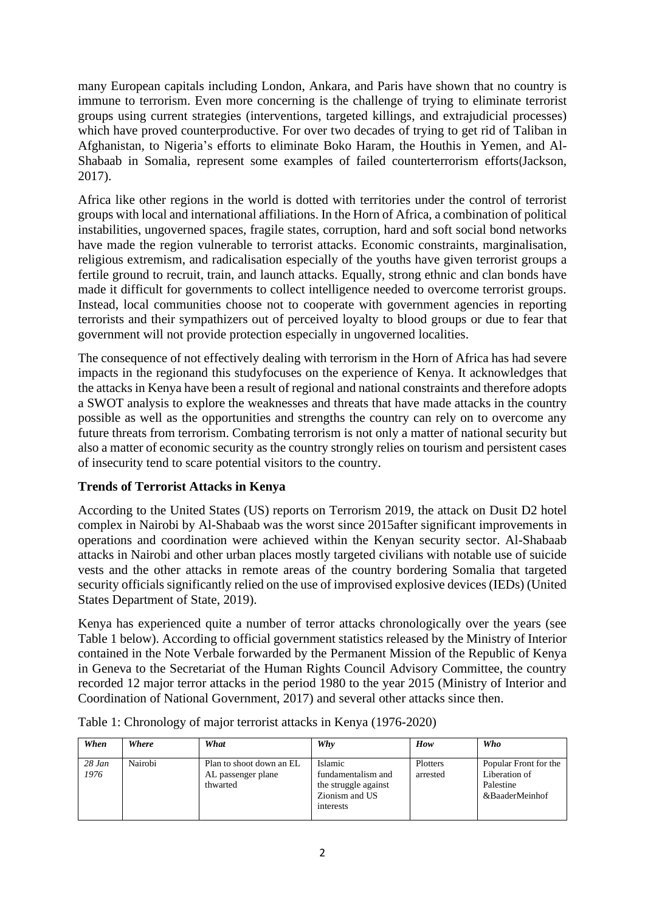many European capitals including London, Ankara, and Paris have shown that no country is immune to terrorism. Even more concerning is the challenge of trying to eliminate terrorist groups using current strategies (interventions, targeted killings, and extrajudicial processes) which have proved counterproductive. For over two decades of trying to get rid of Taliban in Afghanistan, to Nigeria's efforts to eliminate Boko Haram, the Houthis in Yemen, and Al-Shabaab in Somalia, represent some examples of failed counterterrorism efforts(Jackson, 2017).

Africa like other regions in the world is dotted with territories under the control of terrorist groups with local and international affiliations. In the Horn of Africa, a combination of political instabilities, ungoverned spaces, fragile states, corruption, hard and soft social bond networks have made the region vulnerable to terrorist attacks. Economic constraints, marginalisation, religious extremism, and radicalisation especially of the youths have given terrorist groups a fertile ground to recruit, train, and launch attacks. Equally, strong ethnic and clan bonds have made it difficult for governments to collect intelligence needed to overcome terrorist groups. Instead, local communities choose not to cooperate with government agencies in reporting terrorists and their sympathizers out of perceived loyalty to blood groups or due to fear that government will not provide protection especially in ungoverned localities.

The consequence of not effectively dealing with terrorism in the Horn of Africa has had severe impacts in the regionand this studyfocuses on the experience of Kenya. It acknowledges that the attacks in Kenya have been a result of regional and national constraints and therefore adopts a SWOT analysis to explore the weaknesses and threats that have made attacks in the country possible as well as the opportunities and strengths the country can rely on to overcome any future threats from terrorism. Combating terrorism is not only a matter of national security but also a matter of economic security as the country strongly relies on tourism and persistent cases of insecurity tend to scare potential visitors to the country.

## Trends of Terrorist Attacks in Kenya

According to the United States (US) reports on Terrorism 2019, the attack on Dusit D2 hotel complex in Nairobi by Al-Shabaab was the worst since 2015after significant improvements in operations and coordination were achieved within the Kenyan security sector. Al-Shabaab attacks in Nairobi and other urban places mostly targeted civilians with notable use of suicide vests and the other attacks in remote areas of the country bordering Somalia that targeted security officials significantly relied on the use of improvised explosive devices (IEDs) (United States Department of State, 2019).

Kenya has experienced quite a number of terror attacks chronologically over the years (see Table 1 below). According to official government statistics released by the Ministry of Interior contained in the Note Verbale forwarded by the Permanent Mission of the Republic of Kenya in Geneva to the Secretariat of the Human Rights Council Advisory Committee, the country recorded 12 major terror attacks in the period 1980 to the year 2015 (Ministry of Interior and Coordination of National Government, 2017) and several other attacks since then.

Table 1: Chronology of major terrorist attacks in Kenya (1976-2020)

| *When* | *Where* | *What* | *Why* | *How* | *Who* |
|---|---|---|---|---|---|
| *28 Jan 1976* | Nairobi | Plan to shoot down an EL AL passenger plane thwarted | Islamic fundamentalism and the struggle against Zionism and US interests | Plotters arrested | Popular Front for the Liberation of Palestine &BaaderMeinhof |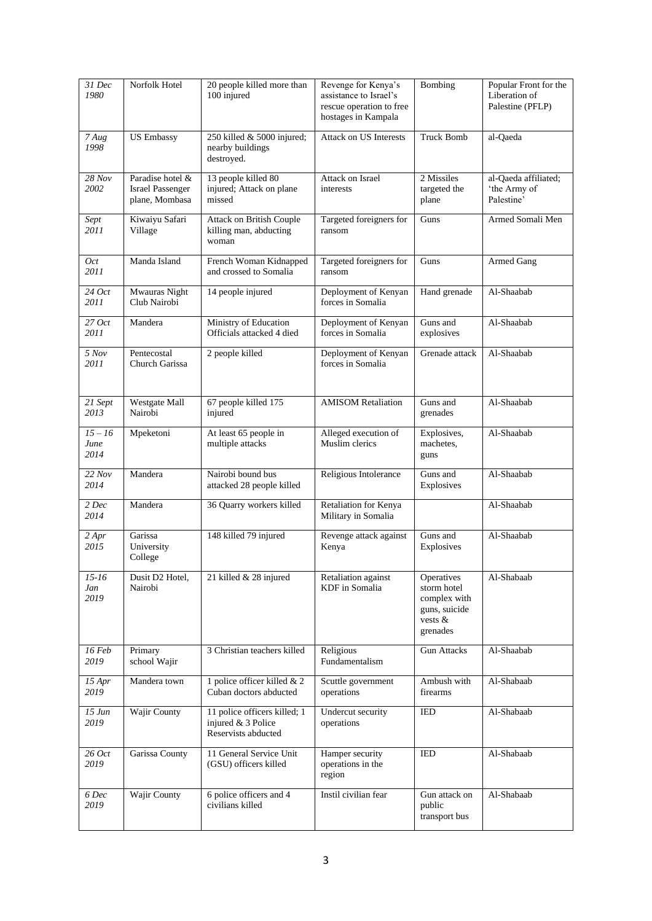| *31 Dec 1980* | Norfolk Hotel | 20 people killed more than 100 injured | Revenge for Kenya's assistance to Israel's rescue operation to free hostages in Kampala | Bombing | Popular Front for the Liberation of Palestine (PFLP) |
|---|---|---|---|---|---|
| *7 Aug 1998* | US Embassy | 250 killed & 5000 injured; nearby buildings destroyed. | Attack on US Interests | Truck Bomb | al-Qaeda |
| *28 Nov 2002* | Paradise hotel & Israel Passenger plane, Mombasa | 13 people killed 80 injured; Attack on plane missed | Attack on Israel interests | 2 Missiles targeted the plane | al-Qaeda affiliated; 'the Army of Palestine' |
| *Sept 2011* | Kiwaiyu Safari Village | Attack on British Couple killing man, abducting woman | Targeted foreigners for ransom | Guns | Armed Somali Men |
| *Oct 2011* | Manda Island | French Woman Kidnapped and crossed to Somalia | Targeted foreigners for ransom | Guns | Armed Gang |
| *24 Oct 2011* | Mwauras Night Club Nairobi | 14 people injured | Deployment of Kenyan forces in Somalia | Hand grenade | Al-Shaabab |
| *27 Oct 2011* | Mandera | Ministry of Education Officials attacked 4 died | Deployment of Kenyan forces in Somalia | Guns and explosives | Al-Shaabab |
| *5 Nov 2011* | Pentecostal Church Garissa | 2 people killed | Deployment of Kenyan forces in Somalia | Grenade attack | Al-Shaabab |
| *21 Sept 2013* | Westgate Mall Nairobi | 67 people killed 175 injured | AMISOM Retaliation | Guns and grenades | Al-Shaabab |
| *15 – 16 June 2014* | Mpeketoni | At least 65 people in multiple attacks | Alleged execution of Muslim clerics | Explosives, machetes, guns | Al-Shaabab |
| *22 Nov 2014* | Mandera | Nairobi bound bus attacked 28 people killed | Religious Intolerance | Guns and Explosives | Al-Shaabab |
| *2 Dec 2014* | Mandera | 36 Quarry workers killed | Retaliation for Kenya Military in Somalia | | Al-Shaabab |
| *2 Apr 2015* | Garissa University College | 148 killed 79 injured | Revenge attack against Kenya | Guns and Explosives | Al-Shaabab |
| *15-16 Jan 2019* | Dusit D2 Hotel, Nairobi | 21 killed & 28 injured | Retaliation against KDF in Somalia | Operatives storm hotel complex with guns, suicide vests & grenades | Al-Shabaab |
| *16 Feb 2019* | Primary school Wajir | 3 Christian teachers killed | Religious Fundamentalism | Gun Attacks | Al-Shaabab |
| *15 Apr 2019* | Mandera town | 1 police officer killed & 2 Cuban doctors abducted | Scuttle government operations | Ambush with firearms | Al-Shabaab |
| *15 Jun 2019* | Wajir County | 11 police officers killed; 1 injured & 3 Police Reservists abducted | Undercut security operations | IED | Al-Shabaab |
| *26 Oct 2019* | Garissa County | 11 General Service Unit (GSU) officers killed | Hamper security operations in the region | IED | Al-Shabaab |
| *6 Dec 2019* | Wajir County | 6 police officers and 4 civilians killed | Instil civilian fear | Gun attack on public transport bus | Al-Shabaab |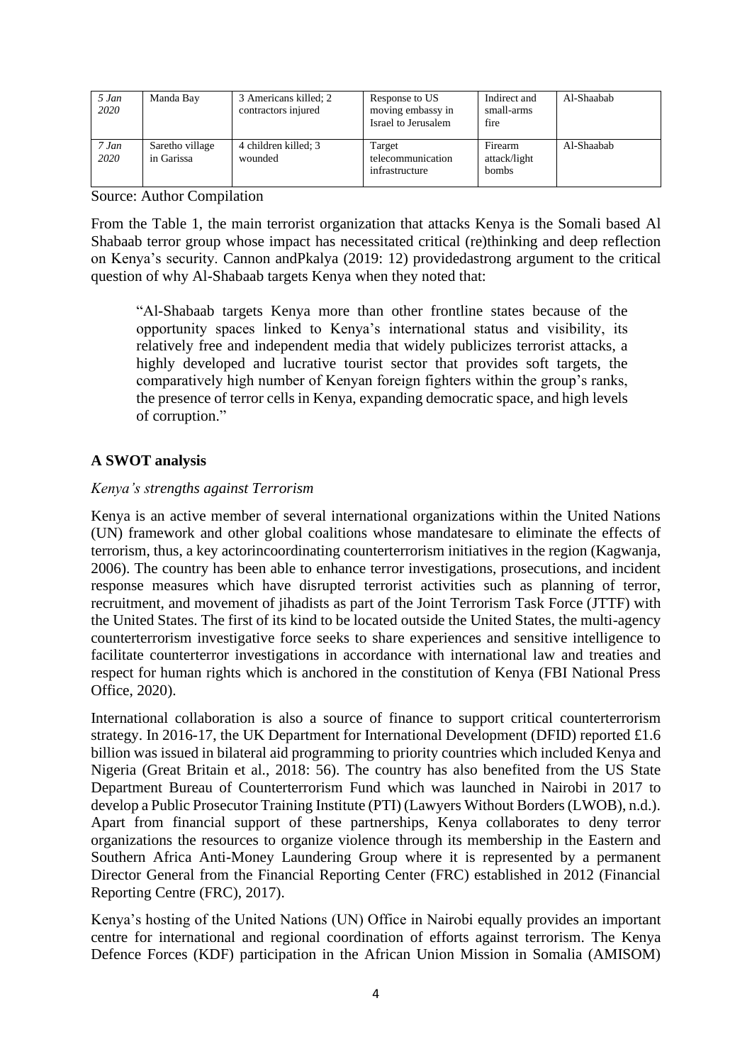| *5 Jan 2020* | Manda Bay | 3 Americans killed; 2 contractors injured | Response to US moving embassy in Israel to Jerusalem | Indirect and small-arms fire | Al-Shaabab |
|---|---|---|---|---|---|
| *7 Jan 2020* | Saretho village in Garissa | 4 children killed; 3 wounded | Target telecommunication infrastructure | Firearm attack/light bombs | Al-Shaabab |

Source: Author Compilation

From the Table 1, the main terrorist organization that attacks Kenya is the Somali based Al Shabaab terror group whose impact has necessitated critical (re)thinking and deep reflection on Kenya's security. Cannon andPkalya (2019: 12) providedastrong argument to the critical question of why Al-Shabaab targets Kenya when they noted that:

> "Al-Shabaab targets Kenya more than other frontline states because of the opportunity spaces linked to Kenya's international status and visibility, its relatively free and independent media that widely publicizes terrorist attacks, a highly developed and lucrative tourist sector that provides soft targets, the comparatively high number of Kenyan foreign fighters within the group's ranks, the presence of terror cells in Kenya, expanding democratic space, and high levels of corruption."

## A SWOT analysis

### *Kenya's strengths against Terrorism*

Kenya is an active member of several international organizations within the United Nations (UN) framework and other global coalitions whose mandatesare to eliminate the effects of terrorism, thus, a key actorincoordinating counterterrorism initiatives in the region (Kagwanja, 2006). The country has been able to enhance terror investigations, prosecutions, and incident response measures which have disrupted terrorist activities such as planning of terror, recruitment, and movement of jihadists as part of the Joint Terrorism Task Force (JTTF) with the United States. The first of its kind to be located outside the United States, the multi-agency counterterrorism investigative force seeks to share experiences and sensitive intelligence to facilitate counterterror investigations in accordance with international law and treaties and respect for human rights which is anchored in the constitution of Kenya (FBI National Press Office, 2020).

International collaboration is also a source of finance to support critical counterterrorism strategy. In 2016-17, the UK Department for International Development (DFID) reported £1.6 billion was issued in bilateral aid programming to priority countries which included Kenya and Nigeria (Great Britain et al., 2018: 56). The country has also benefited from the US State Department Bureau of Counterterrorism Fund which was launched in Nairobi in 2017 to develop a Public Prosecutor Training Institute (PTI) (Lawyers Without Borders (LWOB), n.d.). Apart from financial support of these partnerships, Kenya collaborates to deny terror organizations the resources to organize violence through its membership in the Eastern and Southern Africa Anti-Money Laundering Group where it is represented by a permanent Director General from the Financial Reporting Center (FRC) established in 2012 (Financial Reporting Centre (FRC), 2017).

Kenya's hosting of the United Nations (UN) Office in Nairobi equally provides an important centre for international and regional coordination of efforts against terrorism. The Kenya Defence Forces (KDF) participation in the African Union Mission in Somalia (AMISOM)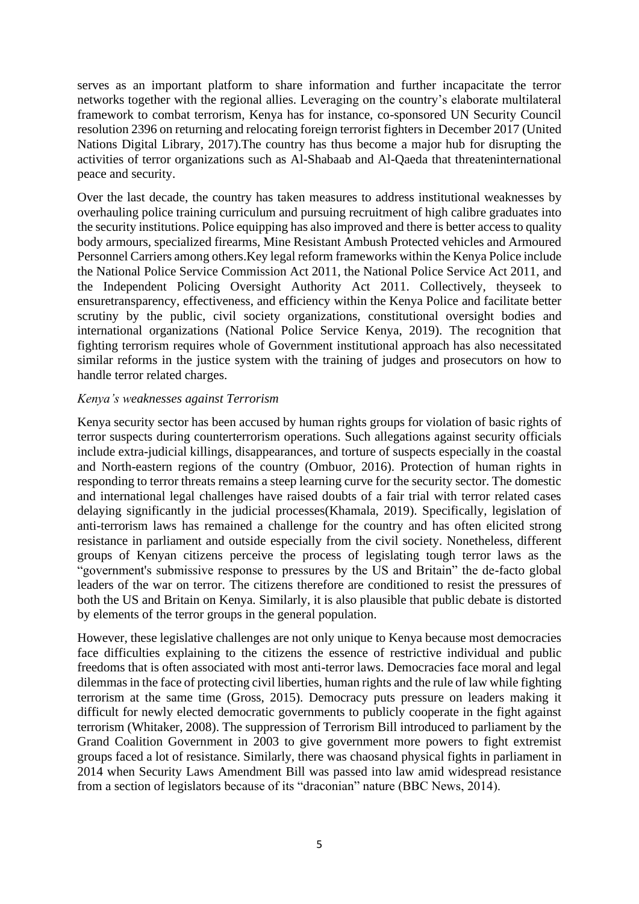serves as an important platform to share information and further incapacitate the terror networks together with the regional allies. Leveraging on the country's elaborate multilateral framework to combat terrorism, Kenya has for instance, co-sponsored UN Security Council resolution 2396 on returning and relocating foreign terrorist fighters in December 2017 (United Nations Digital Library, 2017).The country has thus become a major hub for disrupting the activities of terror organizations such as Al-Shabaab and Al-Qaeda that threateninternational peace and security.

Over the last decade, the country has taken measures to address institutional weaknesses by overhauling police training curriculum and pursuing recruitment of high calibre graduates into the security institutions. Police equipping has also improved and there is better access to quality body armours, specialized firearms, Mine Resistant Ambush Protected vehicles and Armoured Personnel Carriers among others.Key legal reform frameworks within the Kenya Police include the National Police Service Commission Act 2011, the National Police Service Act 2011, and the Independent Policing Oversight Authority Act 2011. Collectively, theyseek to ensuretransparency, effectiveness, and efficiency within the Kenya Police and facilitate better scrutiny by the public, civil society organizations, constitutional oversight bodies and international organizations (National Police Service Kenya, 2019). The recognition that fighting terrorism requires whole of Government institutional approach has also necessitated similar reforms in the justice system with the training of judges and prosecutors on how to handle terror related charges.

*Kenya's weaknesses against Terrorism*

Kenya security sector has been accused by human rights groups for violation of basic rights of terror suspects during counterterrorism operations. Such allegations against security officials include extra-judicial killings, disappearances, and torture of suspects especially in the coastal and North-eastern regions of the country (Ombuor, 2016). Protection of human rights in responding to terror threats remains a steep learning curve for the security sector. The domestic and international legal challenges have raised doubts of a fair trial with terror related cases delaying significantly in the judicial processes(Khamala, 2019). Specifically, legislation of anti-terrorism laws has remained a challenge for the country and has often elicited strong resistance in parliament and outside especially from the civil society. Nonetheless, different groups of Kenyan citizens perceive the process of legislating tough terror laws as the "government's submissive response to pressures by the US and Britain" the de-facto global leaders of the war on terror. The citizens therefore are conditioned to resist the pressures of both the US and Britain on Kenya. Similarly, it is also plausible that public debate is distorted by elements of the terror groups in the general population.

However, these legislative challenges are not only unique to Kenya because most democracies face difficulties explaining to the citizens the essence of restrictive individual and public freedoms that is often associated with most anti-terror laws. Democracies face moral and legal dilemmas in the face of protecting civil liberties, human rights and the rule of law while fighting terrorism at the same time (Gross, 2015). Democracy puts pressure on leaders making it difficult for newly elected democratic governments to publicly cooperate in the fight against terrorism (Whitaker, 2008). The suppression of Terrorism Bill introduced to parliament by the Grand Coalition Government in 2003 to give government more powers to fight extremist groups faced a lot of resistance. Similarly, there was chaosand physical fights in parliament in 2014 when Security Laws Amendment Bill was passed into law amid widespread resistance from a section of legislators because of its "draconian" nature (BBC News, 2014).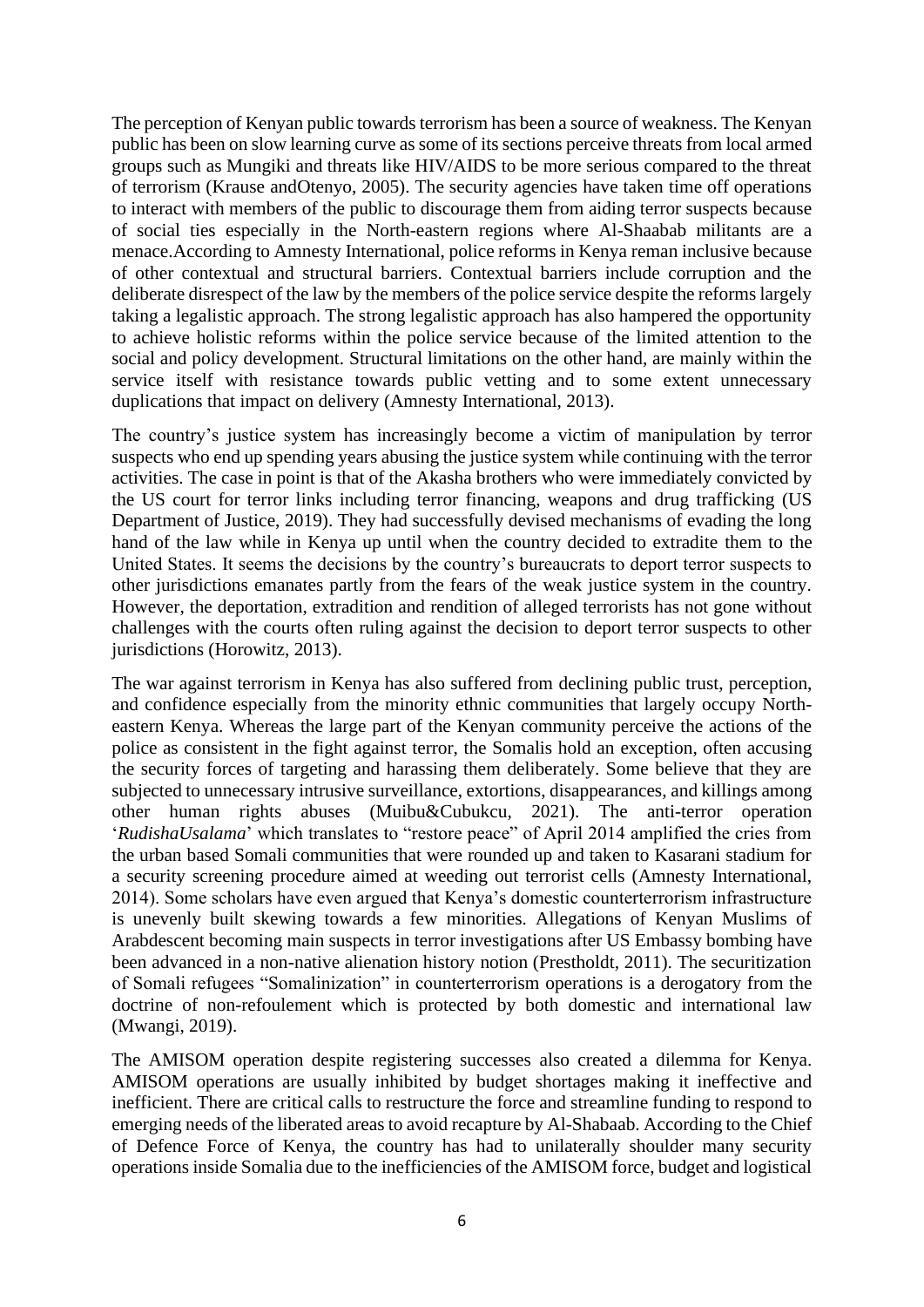The perception of Kenyan public towards terrorism has been a source of weakness. The Kenyan public has been on slow learning curve as some of its sections perceive threats from local armed groups such as Mungiki and threats like HIV/AIDS to be more serious compared to the threat of terrorism (Krause andOtenyo, 2005). The security agencies have taken time off operations to interact with members of the public to discourage them from aiding terror suspects because of social ties especially in the North-eastern regions where Al-Shaabab militants are a menace.According to Amnesty International, police reforms in Kenya reman inclusive because of other contextual and structural barriers. Contextual barriers include corruption and the deliberate disrespect of the law by the members of the police service despite the reforms largely taking a legalistic approach. The strong legalistic approach has also hampered the opportunity to achieve holistic reforms within the police service because of the limited attention to the social and policy development. Structural limitations on the other hand, are mainly within the service itself with resistance towards public vetting and to some extent unnecessary duplications that impact on delivery (Amnesty International, 2013).

The country's justice system has increasingly become a victim of manipulation by terror suspects who end up spending years abusing the justice system while continuing with the terror activities. The case in point is that of the Akasha brothers who were immediately convicted by the US court for terror links including terror financing, weapons and drug trafficking (US Department of Justice, 2019). They had successfully devised mechanisms of evading the long hand of the law while in Kenya up until when the country decided to extradite them to the United States. It seems the decisions by the country's bureaucrats to deport terror suspects to other jurisdictions emanates partly from the fears of the weak justice system in the country. However, the deportation, extradition and rendition of alleged terrorists has not gone without challenges with the courts often ruling against the decision to deport terror suspects to other jurisdictions (Horowitz, 2013).

The war against terrorism in Kenya has also suffered from declining public trust, perception, and confidence especially from the minority ethnic communities that largely occupy North-eastern Kenya. Whereas the large part of the Kenyan community perceive the actions of the police as consistent in the fight against terror, the Somalis hold an exception, often accusing the security forces of targeting and harassing them deliberately. Some believe that they are subjected to unnecessary intrusive surveillance, extortions, disappearances, and killings among other human rights abuses (Muibu&Cubukcu, 2021). The anti-terror operation '*RudishaUsalama*' which translates to "restore peace" of April 2014 amplified the cries from the urban based Somali communities that were rounded up and taken to Kasarani stadium for a security screening procedure aimed at weeding out terrorist cells (Amnesty International, 2014). Some scholars have even argued that Kenya's domestic counterterrorism infrastructure is unevenly built skewing towards a few minorities. Allegations of Kenyan Muslims of Arabdescent becoming main suspects in terror investigations after US Embassy bombing have been advanced in a non-native alienation history notion (Prestholdt, 2011). The securitization of Somali refugees "Somalinization" in counterterrorism operations is a derogatory from the doctrine of non-refoulement which is protected by both domestic and international law (Mwangi, 2019).

The AMISOM operation despite registering successes also created a dilemma for Kenya. AMISOM operations are usually inhibited by budget shortages making it ineffective and inefficient. There are critical calls to restructure the force and streamline funding to respond to emerging needs of the liberated areas to avoid recapture by Al-Shabaab. According to the Chief of Defence Force of Kenya, the country has had to unilaterally shoulder many security operations inside Somalia due to the inefficiencies of the AMISOM force, budget and logistical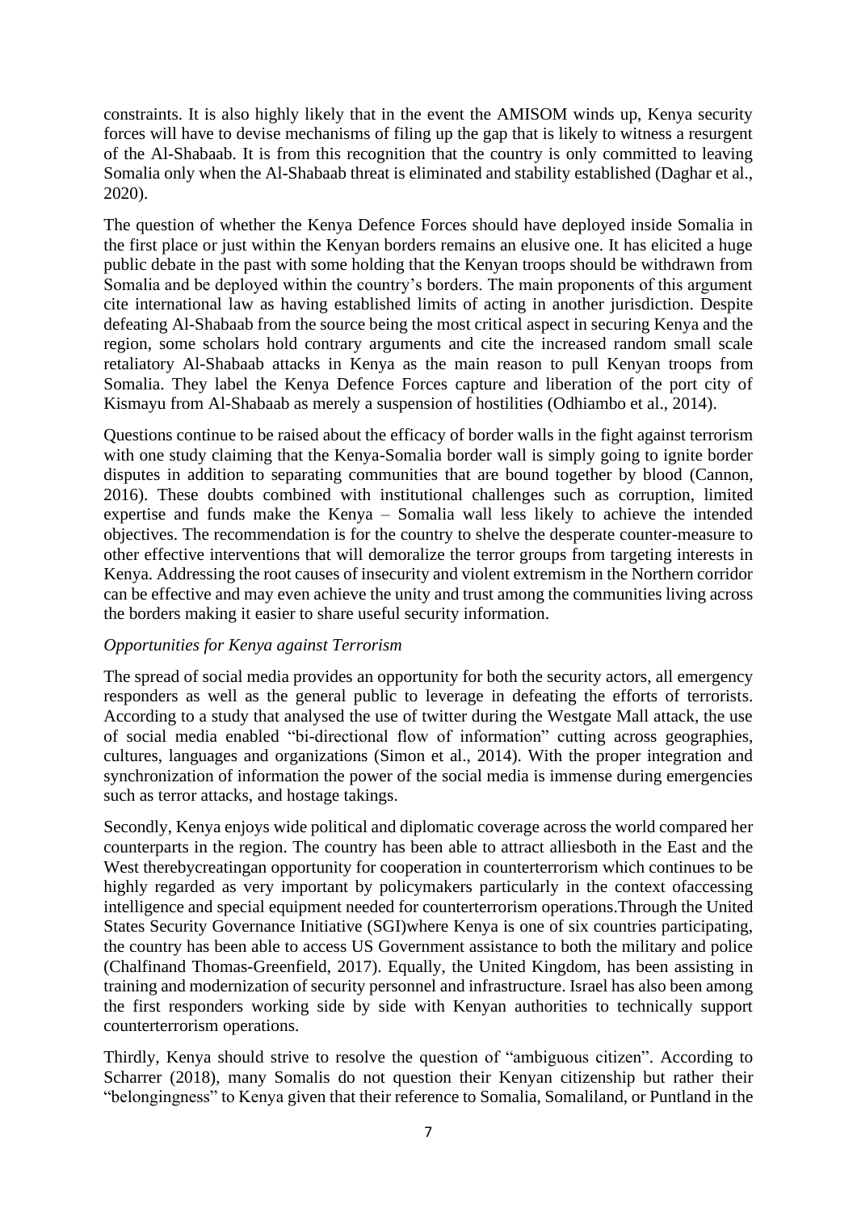constraints. It is also highly likely that in the event the AMISOM winds up, Kenya security forces will have to devise mechanisms of filing up the gap that is likely to witness a resurgent of the Al-Shabaab. It is from this recognition that the country is only committed to leaving Somalia only when the Al-Shabaab threat is eliminated and stability established (Daghar et al., 2020).

The question of whether the Kenya Defence Forces should have deployed inside Somalia in the first place or just within the Kenyan borders remains an elusive one. It has elicited a huge public debate in the past with some holding that the Kenyan troops should be withdrawn from Somalia and be deployed within the country's borders. The main proponents of this argument cite international law as having established limits of acting in another jurisdiction. Despite defeating Al-Shabaab from the source being the most critical aspect in securing Kenya and the region, some scholars hold contrary arguments and cite the increased random small scale retaliatory Al-Shabaab attacks in Kenya as the main reason to pull Kenyan troops from Somalia. They label the Kenya Defence Forces capture and liberation of the port city of Kismayu from Al-Shabaab as merely a suspension of hostilities (Odhiambo et al., 2014).

Questions continue to be raised about the efficacy of border walls in the fight against terrorism with one study claiming that the Kenya-Somalia border wall is simply going to ignite border disputes in addition to separating communities that are bound together by blood (Cannon, 2016). These doubts combined with institutional challenges such as corruption, limited expertise and funds make the Kenya – Somalia wall less likely to achieve the intended objectives. The recommendation is for the country to shelve the desperate counter-measure to other effective interventions that will demoralize the terror groups from targeting interests in Kenya. Addressing the root causes of insecurity and violent extremism in the Northern corridor can be effective and may even achieve the unity and trust among the communities living across the borders making it easier to share useful security information.

*Opportunities for Kenya against Terrorism*

The spread of social media provides an opportunity for both the security actors, all emergency responders as well as the general public to leverage in defeating the efforts of terrorists. According to a study that analysed the use of twitter during the Westgate Mall attack, the use of social media enabled "bi-directional flow of information" cutting across geographies, cultures, languages and organizations (Simon et al., 2014). With the proper integration and synchronization of information the power of the social media is immense during emergencies such as terror attacks, and hostage takings.

Secondly, Kenya enjoys wide political and diplomatic coverage across the world compared her counterparts in the region. The country has been able to attract alliesboth in the East and the West therebycreatingan opportunity for cooperation in counterterrorism which continues to be highly regarded as very important by policymakers particularly in the context ofaccessing intelligence and special equipment needed for counterterrorism operations.Through the United States Security Governance Initiative (SGI)where Kenya is one of six countries participating, the country has been able to access US Government assistance to both the military and police (Chalfinand Thomas-Greenfield, 2017). Equally, the United Kingdom, has been assisting in training and modernization of security personnel and infrastructure. Israel has also been among the first responders working side by side with Kenyan authorities to technically support counterterrorism operations.

Thirdly, Kenya should strive to resolve the question of "ambiguous citizen". According to Scharrer (2018), many Somalis do not question their Kenyan citizenship but rather their "belongingness" to Kenya given that their reference to Somalia, Somaliland, or Puntland in the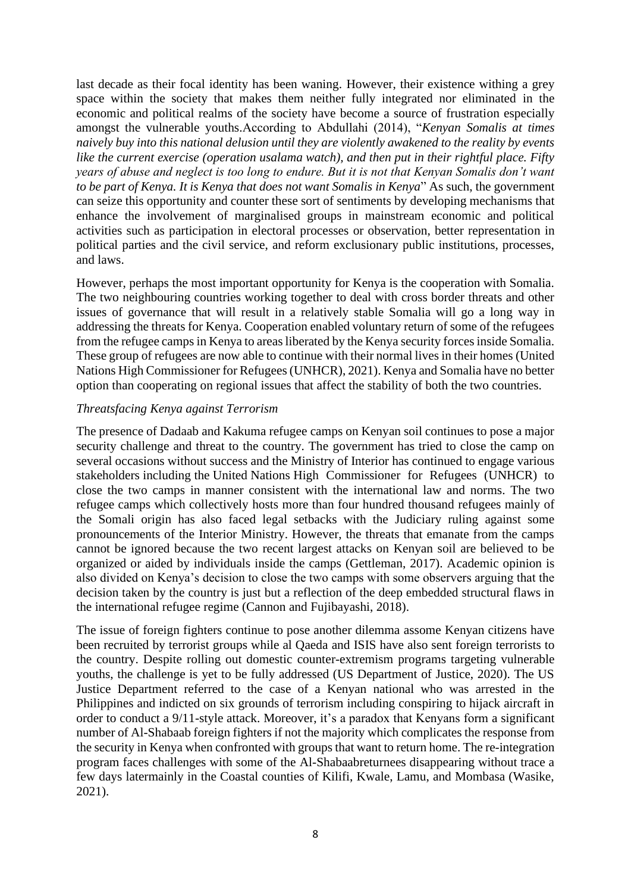last decade as their focal identity has been waning. However, their existence withing a grey space within the society that makes them neither fully integrated nor eliminated in the economic and political realms of the society have become a source of frustration especially amongst the vulnerable youths.According to Abdullahi (2014), "*Kenyan Somalis at times naively buy into this national delusion until they are violently awakened to the reality by events like the current exercise (operation usalama watch), and then put in their rightful place. Fifty years of abuse and neglect is too long to endure. But it is not that Kenyan Somalis don't want to be part of Kenya. It is Kenya that does not want Somalis in Kenya*" As such, the government can seize this opportunity and counter these sort of sentiments by developing mechanisms that enhance the involvement of marginalised groups in mainstream economic and political activities such as participation in electoral processes or observation, better representation in political parties and the civil service, and reform exclusionary public institutions, processes, and laws.

However, perhaps the most important opportunity for Kenya is the cooperation with Somalia. The two neighbouring countries working together to deal with cross border threats and other issues of governance that will result in a relatively stable Somalia will go a long way in addressing the threats for Kenya. Cooperation enabled voluntary return of some of the refugees from the refugee camps in Kenya to areas liberated by the Kenya security forces inside Somalia. These group of refugees are now able to continue with their normal lives in their homes (United Nations High Commissioner for Refugees (UNHCR), 2021). Kenya and Somalia have no better option than cooperating on regional issues that affect the stability of both the two countries.

*Threatsfacing Kenya against Terrorism*

The presence of Dadaab and Kakuma refugee camps on Kenyan soil continues to pose a major security challenge and threat to the country. The government has tried to close the camp on several occasions without success and the Ministry of Interior has continued to engage various stakeholders including the United Nations High Commissioner for Refugees (UNHCR) to close the two camps in manner consistent with the international law and norms. The two refugee camps which collectively hosts more than four hundred thousand refugees mainly of the Somali origin has also faced legal setbacks with the Judiciary ruling against some pronouncements of the Interior Ministry. However, the threats that emanate from the camps cannot be ignored because the two recent largest attacks on Kenyan soil are believed to be organized or aided by individuals inside the camps (Gettleman, 2017). Academic opinion is also divided on Kenya's decision to close the two camps with some observers arguing that the decision taken by the country is just but a reflection of the deep embedded structural flaws in the international refugee regime (Cannon and Fujibayashi, 2018).

The issue of foreign fighters continue to pose another dilemma assome Kenyan citizens have been recruited by terrorist groups while al Qaeda and ISIS have also sent foreign terrorists to the country. Despite rolling out domestic counter-extremism programs targeting vulnerable youths, the challenge is yet to be fully addressed (US Department of Justice, 2020). The US Justice Department referred to the case of a Kenyan national who was arrested in the Philippines and indicted on six grounds of terrorism including conspiring to hijack aircraft in order to conduct a 9/11-style attack. Moreover, it's a paradox that Kenyans form a significant number of Al-Shabaab foreign fighters if not the majority which complicates the response from the security in Kenya when confronted with groups that want to return home. The re-integration program faces challenges with some of the Al-Shabaabreturnees disappearing without trace a few days latermainly in the Coastal counties of Kilifi, Kwale, Lamu, and Mombasa (Wasike, 2021).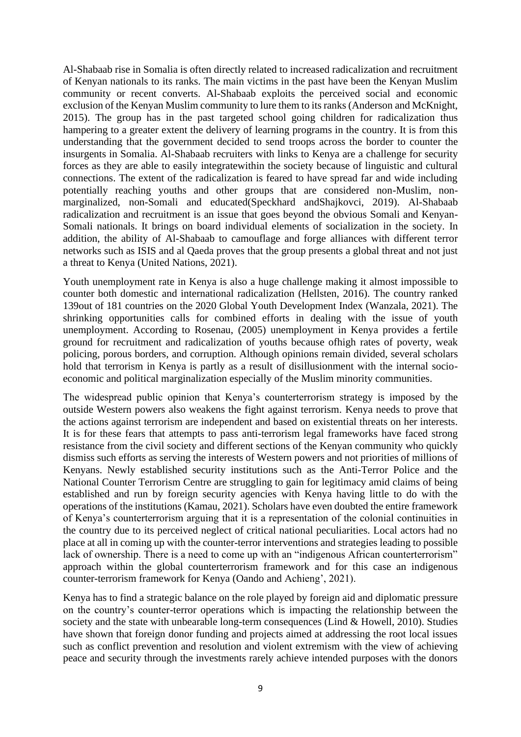Al-Shabaab rise in Somalia is often directly related to increased radicalization and recruitment of Kenyan nationals to its ranks. The main victims in the past have been the Kenyan Muslim community or recent converts. Al-Shabaab exploits the perceived social and economic exclusion of the Kenyan Muslim community to lure them to its ranks (Anderson and McKnight, 2015). The group has in the past targeted school going children for radicalization thus hampering to a greater extent the delivery of learning programs in the country. It is from this understanding that the government decided to send troops across the border to counter the insurgents in Somalia. Al-Shabaab recruiters with links to Kenya are a challenge for security forces as they are able to easily integratewithin the society because of linguistic and cultural connections. The extent of the radicalization is feared to have spread far and wide including potentially reaching youths and other groups that are considered non-Muslim, non-marginalized, non-Somali and educated(Speckhard andShajkovci, 2019). Al-Shabaab radicalization and recruitment is an issue that goes beyond the obvious Somali and Kenyan-Somali nationals. It brings on board individual elements of socialization in the society. In addition, the ability of Al-Shabaab to camouflage and forge alliances with different terror networks such as ISIS and al Qaeda proves that the group presents a global threat and not just a threat to Kenya (United Nations, 2021).

Youth unemployment rate in Kenya is also a huge challenge making it almost impossible to counter both domestic and international radicalization (Hellsten, 2016). The country ranked 139out of 181 countries on the 2020 Global Youth Development Index (Wanzala, 2021). The shrinking opportunities calls for combined efforts in dealing with the issue of youth unemployment. According to Rosenau, (2005) unemployment in Kenya provides a fertile ground for recruitment and radicalization of youths because ofhigh rates of poverty, weak policing, porous borders, and corruption. Although opinions remain divided, several scholars hold that terrorism in Kenya is partly as a result of disillusionment with the internal socio-economic and political marginalization especially of the Muslim minority communities.

The widespread public opinion that Kenya's counterterrorism strategy is imposed by the outside Western powers also weakens the fight against terrorism. Kenya needs to prove that the actions against terrorism are independent and based on existential threats on her interests. It is for these fears that attempts to pass anti-terrorism legal frameworks have faced strong resistance from the civil society and different sections of the Kenyan community who quickly dismiss such efforts as serving the interests of Western powers and not priorities of millions of Kenyans. Newly established security institutions such as the Anti-Terror Police and the National Counter Terrorism Centre are struggling to gain for legitimacy amid claims of being established and run by foreign security agencies with Kenya having little to do with the operations of the institutions (Kamau, 2021). Scholars have even doubted the entire framework of Kenya's counterterrorism arguing that it is a representation of the colonial continuities in the country due to its perceived neglect of critical national peculiarities. Local actors had no place at all in coming up with the counter-terror interventions and strategies leading to possible lack of ownership. There is a need to come up with an "indigenous African counterterrorism" approach within the global counterterrorism framework and for this case an indigenous counter-terrorism framework for Kenya (Oando and Achieng', 2021).

Kenya has to find a strategic balance on the role played by foreign aid and diplomatic pressure on the country's counter-terror operations which is impacting the relationship between the society and the state with unbearable long-term consequences (Lind & Howell, 2010). Studies have shown that foreign donor funding and projects aimed at addressing the root local issues such as conflict prevention and resolution and violent extremism with the view of achieving peace and security through the investments rarely achieve intended purposes with the donors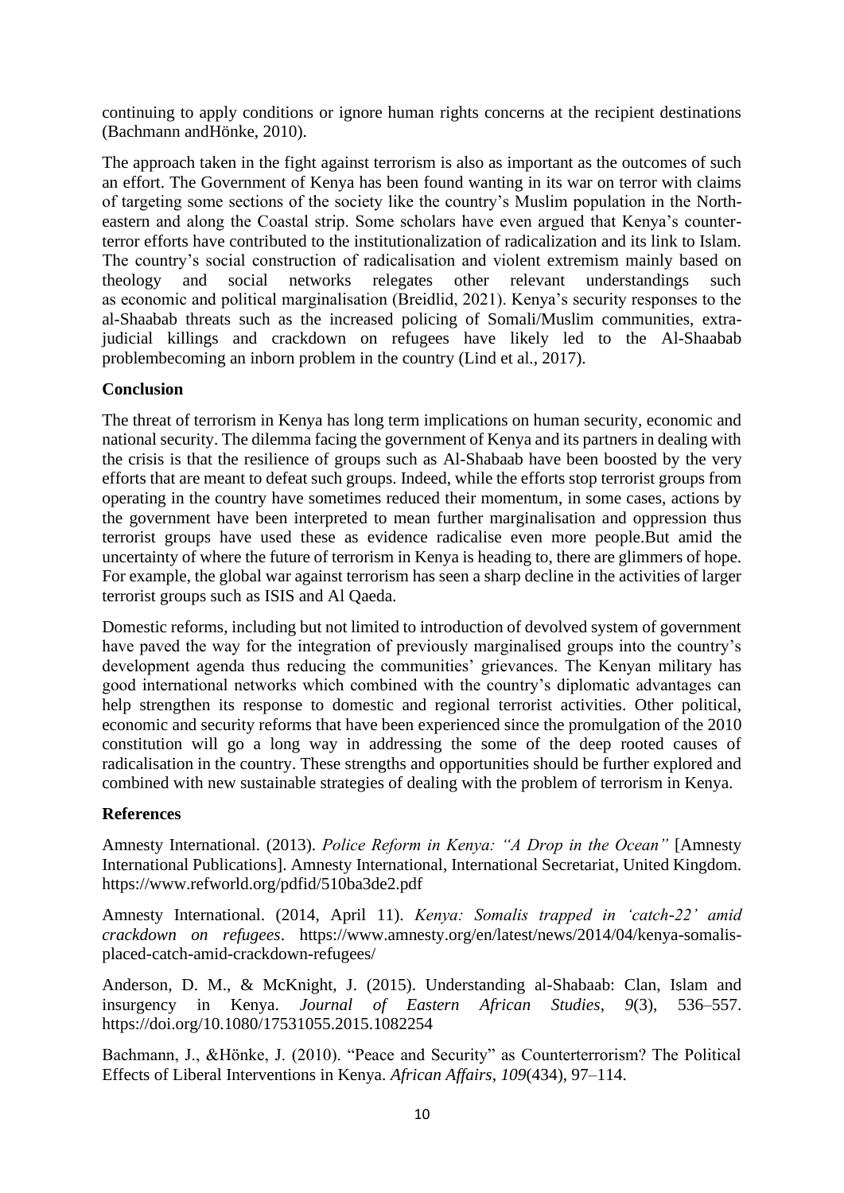continuing to apply conditions or ignore human rights concerns at the recipient destinations (Bachmann andHönke, 2010).

The approach taken in the fight against terrorism is also as important as the outcomes of such an effort. The Government of Kenya has been found wanting in its war on terror with claims of targeting some sections of the society like the country's Muslim population in the North-eastern and along the Coastal strip. Some scholars have even argued that Kenya's counter-terror efforts have contributed to the institutionalization of radicalization and its link to Islam. The country's social construction of radicalisation and violent extremism mainly based on theology and social networks relegates other relevant understandings such as economic and political marginalisation (Breidlid, 2021). Kenya's security responses to the al-Shaabab threats such as the increased policing of Somali/Muslim communities, extra-judicial killings and crackdown on refugees have likely led to the Al-Shaabab problembecoming an inborn problem in the country (Lind et al., 2017).

**Conclusion**

The threat of terrorism in Kenya has long term implications on human security, economic and national security. The dilemma facing the government of Kenya and its partners in dealing with the crisis is that the resilience of groups such as Al-Shabaab have been boosted by the very efforts that are meant to defeat such groups. Indeed, while the efforts stop terrorist groups from operating in the country have sometimes reduced their momentum, in some cases, actions by the government have been interpreted to mean further marginalisation and oppression thus terrorist groups have used these as evidence radicalise even more people.But amid the uncertainty of where the future of terrorism in Kenya is heading to, there are glimmers of hope. For example, the global war against terrorism has seen a sharp decline in the activities of larger terrorist groups such as ISIS and Al Qaeda.

Domestic reforms, including but not limited to introduction of devolved system of government have paved the way for the integration of previously marginalised groups into the country's development agenda thus reducing the communities' grievances. The Kenyan military has good international networks which combined with the country's diplomatic advantages can help strengthen its response to domestic and regional terrorist activities. Other political, economic and security reforms that have been experienced since the promulgation of the 2010 constitution will go a long way in addressing the some of the deep rooted causes of radicalisation in the country. These strengths and opportunities should be further explored and combined with new sustainable strategies of dealing with the problem of terrorism in Kenya.

**References**

Amnesty International. (2013). *Police Reform in Kenya: "A Drop in the Ocean"* [Amnesty International Publications]. Amnesty International, International Secretariat, United Kingdom. https://www.refworld.org/pdfid/510ba3de2.pdf

Amnesty International. (2014, April 11). *Kenya: Somalis trapped in 'catch-22' amid crackdown on refugees*. https://www.amnesty.org/en/latest/news/2014/04/kenya-somalis-placed-catch-amid-crackdown-refugees/

Anderson, D. M., & McKnight, J. (2015). Understanding al-Shabaab: Clan, Islam and insurgency in Kenya. *Journal of Eastern African Studies*, *9*(3), 536–557. https://doi.org/10.1080/17531055.2015.1082254

Bachmann, J., &Hönke, J. (2010). "Peace and Security" as Counterterrorism? The Political Effects of Liberal Interventions in Kenya. *African Affairs*, *109*(434), 97–114.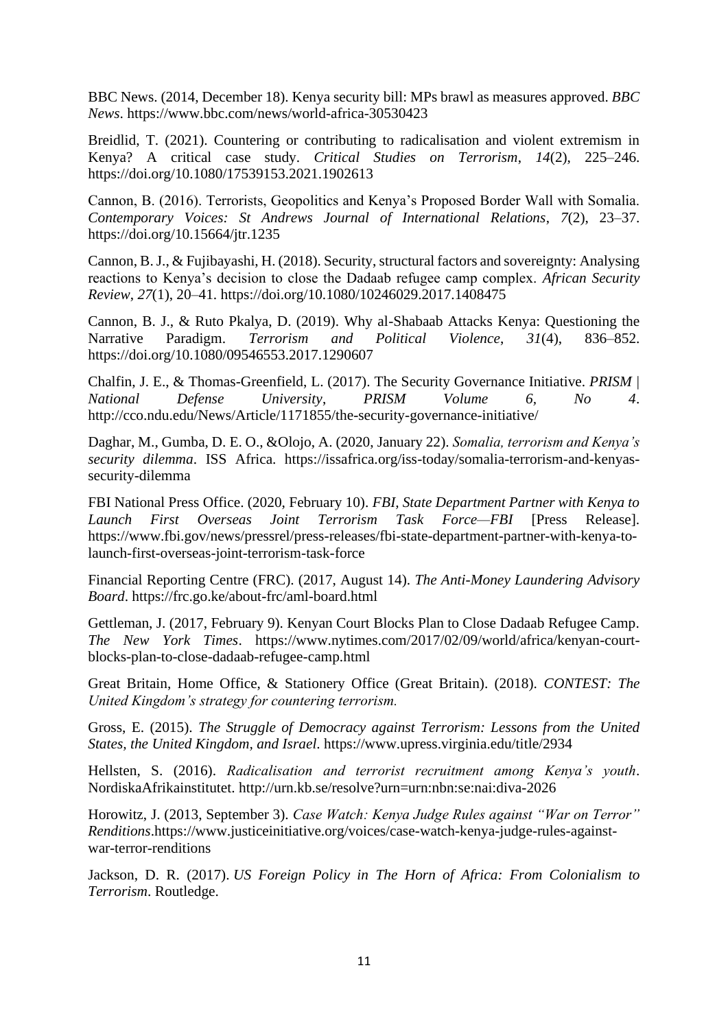BBC News. (2014, December 18). Kenya security bill: MPs brawl as measures approved. *BBC News*. https://www.bbc.com/news/world-africa-30530423

Breidlid, T. (2021). Countering or contributing to radicalisation and violent extremism in Kenya? A critical case study. *Critical Studies on Terrorism*, *14*(2), 225–246. https://doi.org/10.1080/17539153.2021.1902613

Cannon, B. (2016). Terrorists, Geopolitics and Kenya's Proposed Border Wall with Somalia. *Contemporary Voices: St Andrews Journal of International Relations*, *7*(2), 23–37. https://doi.org/10.15664/jtr.1235

Cannon, B. J., & Fujibayashi, H. (2018). Security, structural factors and sovereignty: Analysing reactions to Kenya's decision to close the Dadaab refugee camp complex. *African Security Review*, *27*(1), 20–41. https://doi.org/10.1080/10246029.2017.1408475

Cannon, B. J., & Ruto Pkalya, D. (2019). Why al-Shabaab Attacks Kenya: Questioning the Narrative Paradigm. *Terrorism and Political Violence*, *31*(4), 836–852. https://doi.org/10.1080/09546553.2017.1290607

Chalfin, J. E., & Thomas-Greenfield, L. (2017). The Security Governance Initiative. *PRISM | National Defense University, PRISM Volume 6, No 4*. http://cco.ndu.edu/News/Article/1171855/the-security-governance-initiative/

Daghar, M., Gumba, D. E. O., &Olojo, A. (2020, January 22). *Somalia, terrorism and Kenya's security dilemma*. ISS Africa. https://issafrica.org/iss-today/somalia-terrorism-and-kenyas-security-dilemma

FBI National Press Office. (2020, February 10). *FBI, State Department Partner with Kenya to Launch First Overseas Joint Terrorism Task Force—FBI* [Press Release]. https://www.fbi.gov/news/pressrel/press-releases/fbi-state-department-partner-with-kenya-to-launch-first-overseas-joint-terrorism-task-force

Financial Reporting Centre (FRC). (2017, August 14). *The Anti-Money Laundering Advisory Board*. https://frc.go.ke/about-frc/aml-board.html

Gettleman, J. (2017, February 9). Kenyan Court Blocks Plan to Close Dadaab Refugee Camp. *The New York Times*. https://www.nytimes.com/2017/02/09/world/africa/kenyan-court-blocks-plan-to-close-dadaab-refugee-camp.html

Great Britain, Home Office, & Stationery Office (Great Britain). (2018). *CONTEST: The United Kingdom's strategy for countering terrorism.*

Gross, E. (2015). *The Struggle of Democracy against Terrorism: Lessons from the United States, the United Kingdom, and Israel*. https://www.upress.virginia.edu/title/2934

Hellsten, S. (2016). *Radicalisation and terrorist recruitment among Kenya's youth*. NordiskaAfrikainstitutet. http://urn.kb.se/resolve?urn=urn:nbn:se:nai:diva-2026

Horowitz, J. (2013, September 3). *Case Watch: Kenya Judge Rules against "War on Terror" Renditions*.https://www.justiceinitiative.org/voices/case-watch-kenya-judge-rules-against-war-terror-renditions

Jackson, D. R. (2017). *US Foreign Policy in The Horn of Africa: From Colonialism to Terrorism*. Routledge.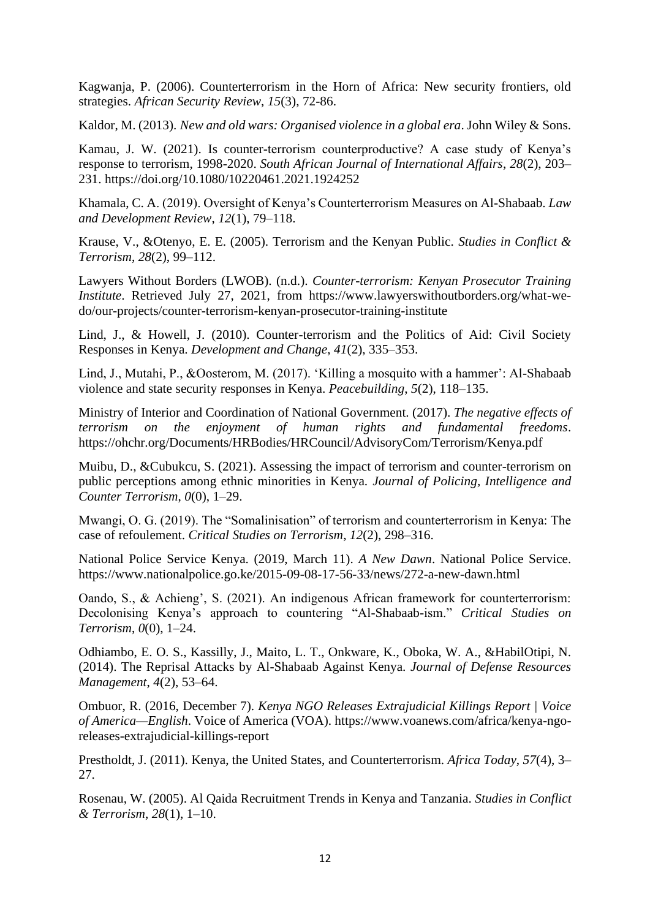Kagwanja, P. (2006). Counterterrorism in the Horn of Africa: New security frontiers, old strategies. *African Security Review*, *15*(3), 72-86.

Kaldor, M. (2013). *New and old wars: Organised violence in a global era*. John Wiley & Sons.

Kamau, J. W. (2021). Is counter-terrorism counterproductive? A case study of Kenya's response to terrorism, 1998-2020. *South African Journal of International Affairs*, *28*(2), 203–231. https://doi.org/10.1080/10220461.2021.1924252

Khamala, C. A. (2019). Oversight of Kenya's Counterterrorism Measures on Al-Shabaab. *Law and Development Review*, *12*(1), 79–118.

Krause, V., &Otenyo, E. E. (2005). Terrorism and the Kenyan Public. *Studies in Conflict & Terrorism*, *28*(2), 99–112.

Lawyers Without Borders (LWOB). (n.d.). *Counter-terrorism: Kenyan Prosecutor Training Institute*. Retrieved July 27, 2021, from https://www.lawyerswithoutborders.org/what-we-do/our-projects/counter-terrorism-kenyan-prosecutor-training-institute

Lind, J., & Howell, J. (2010). Counter-terrorism and the Politics of Aid: Civil Society Responses in Kenya. *Development and Change*, *41*(2), 335–353.

Lind, J., Mutahi, P., &Oosterom, M. (2017). 'Killing a mosquito with a hammer': Al-Shabaab violence and state security responses in Kenya. *Peacebuilding*, *5*(2), 118–135.

Ministry of Interior and Coordination of National Government. (2017). *The negative effects of terrorism on the enjoyment of human rights and fundamental freedoms*. https://ohchr.org/Documents/HRBodies/HRCouncil/AdvisoryCom/Terrorism/Kenya.pdf

Muibu, D., &Cubukcu, S. (2021). Assessing the impact of terrorism and counter-terrorism on public perceptions among ethnic minorities in Kenya. *Journal of Policing, Intelligence and Counter Terrorism*, *0*(0), 1–29.

Mwangi, O. G. (2019). The "Somalinisation" of terrorism and counterterrorism in Kenya: The case of refoulement. *Critical Studies on Terrorism*, *12*(2), 298–316.

National Police Service Kenya. (2019, March 11). *A New Dawn*. National Police Service. https://www.nationalpolice.go.ke/2015-09-08-17-56-33/news/272-a-new-dawn.html

Oando, S., & Achieng', S. (2021). An indigenous African framework for counterterrorism: Decolonising Kenya's approach to countering "Al-Shabaab-ism." *Critical Studies on Terrorism*, *0*(0), 1–24.

Odhiambo, E. O. S., Kassilly, J., Maito, L. T., Onkware, K., Oboka, W. A., &HabilOtipi, N. (2014). The Reprisal Attacks by Al-Shabaab Against Kenya. *Journal of Defense Resources Management*, *4*(2), 53–64.

Ombuor, R. (2016, December 7). *Kenya NGO Releases Extrajudicial Killings Report | Voice of America—English*. Voice of America (VOA). https://www.voanews.com/africa/kenya-ngo-releases-extrajudicial-killings-report

Prestholdt, J. (2011). Kenya, the United States, and Counterterrorism. *Africa Today*, *57*(4), 3–27.

Rosenau, W. (2005). Al Qaida Recruitment Trends in Kenya and Tanzania. *Studies in Conflict & Terrorism*, *28*(1), 1–10.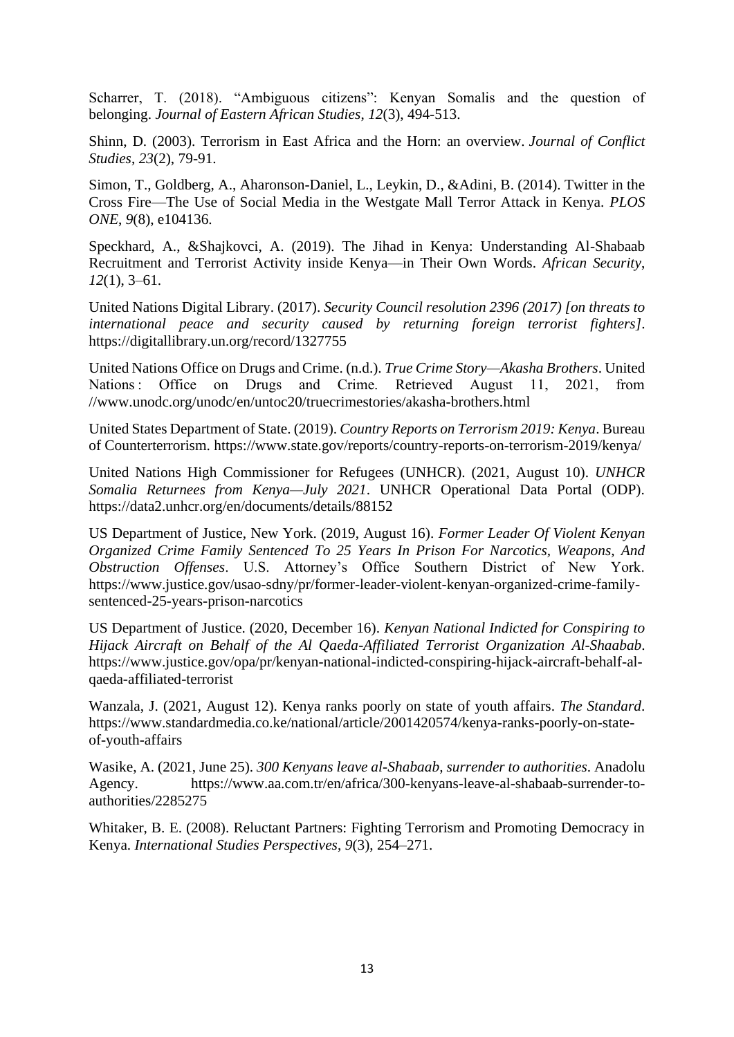Scharrer, T. (2018). “Ambiguous citizens”: Kenyan Somalis and the question of belonging. *Journal of Eastern African Studies*, *12*(3), 494-513.

Shinn, D. (2003). Terrorism in East Africa and the Horn: an overview. *Journal of Conflict Studies*, *23*(2), 79-91.

Simon, T., Goldberg, A., Aharonson-Daniel, L., Leykin, D., &Adini, B. (2014). Twitter in the Cross Fire—The Use of Social Media in the Westgate Mall Terror Attack in Kenya. *PLOS ONE*, *9*(8), e104136.

Speckhard, A., &Shajkovci, A. (2019). The Jihad in Kenya: Understanding Al-Shabaab Recruitment and Terrorist Activity inside Kenya—in Their Own Words. *African Security*, *12*(1), 3–61.

United Nations Digital Library. (2017). *Security Council resolution 2396 (2017) [on threats to international peace and security caused by returning foreign terrorist fighters]*. https://digitallibrary.un.org/record/1327755

United Nations Office on Drugs and Crime. (n.d.). *True Crime Story—Akasha Brothers*. United Nations : Office on Drugs and Crime. Retrieved August 11, 2021, from //www.unodc.org/unodc/en/untoc20/truecrimestories/akasha-brothers.html

United States Department of State. (2019). *Country Reports on Terrorism 2019: Kenya*. Bureau of Counterterrorism. https://www.state.gov/reports/country-reports-on-terrorism-2019/kenya/

United Nations High Commissioner for Refugees (UNHCR). (2021, August 10). *UNHCR Somalia Returnees from Kenya—July 2021*. UNHCR Operational Data Portal (ODP). https://data2.unhcr.org/en/documents/details/88152

US Department of Justice, New York. (2019, August 16). *Former Leader Of Violent Kenyan Organized Crime Family Sentenced To 25 Years In Prison For Narcotics, Weapons, And Obstruction Offenses*. U.S. Attorney's Office Southern District of New York. https://www.justice.gov/usao-sdny/pr/former-leader-violent-kenyan-organized-crime-family-sentenced-25-years-prison-narcotics

US Department of Justice. (2020, December 16). *Kenyan National Indicted for Conspiring to Hijack Aircraft on Behalf of the Al Qaeda-Affiliated Terrorist Organization Al-Shaabab*. https://www.justice.gov/opa/pr/kenyan-national-indicted-conspiring-hijack-aircraft-behalf-al-qaeda-affiliated-terrorist

Wanzala, J. (2021, August 12). Kenya ranks poorly on state of youth affairs. *The Standard*. https://www.standardmedia.co.ke/national/article/2001420574/kenya-ranks-poorly-on-state-of-youth-affairs

Wasike, A. (2021, June 25). *300 Kenyans leave al-Shabaab, surrender to authorities*. Anadolu Agency. https://www.aa.com.tr/en/africa/300-kenyans-leave-al-shabaab-surrender-to-authorities/2285275

Whitaker, B. E. (2008). Reluctant Partners: Fighting Terrorism and Promoting Democracy in Kenya. *International Studies Perspectives*, *9*(3), 254–271.